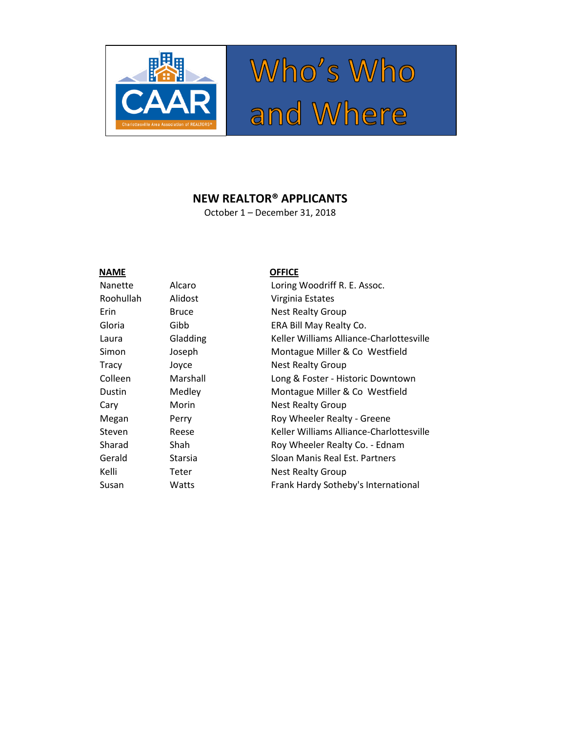# Who's Who and Where

## NEW REALTOR® APPLICANTS

October 1 – December 31, 2018

| NAME | | OFFICE |
|---|---|---|
| Nanette | Alcaro | Loring Woodriff R. E. Assoc. |
| Roohullah | Alidost | Virginia Estates |
| Erin | Bruce | Nest Realty Group |
| Gloria | Gibb | ERA Bill May Realty Co. |
| Laura | Gladding | Keller Williams Alliance-Charlottesville |
| Simon | Joseph | Montague Miller & Co Westfield |
| Tracy | Joyce | Nest Realty Group |
| Colleen | Marshall | Long & Foster - Historic Downtown |
| Dustin | Medley | Montague Miller & Co Westfield |
| Cary | Morin | Nest Realty Group |
| Megan | Perry | Roy Wheeler Realty - Greene |
| Steven | Reese | Keller Williams Alliance-Charlottesville |
| Sharad | Shah | Roy Wheeler Realty Co. - Ednam |
| Gerald | Starsia | Sloan Manis Real Est. Partners |
| Kelli | Teter | Nest Realty Group |
| Susan | Watts | Frank Hardy Sotheby's International |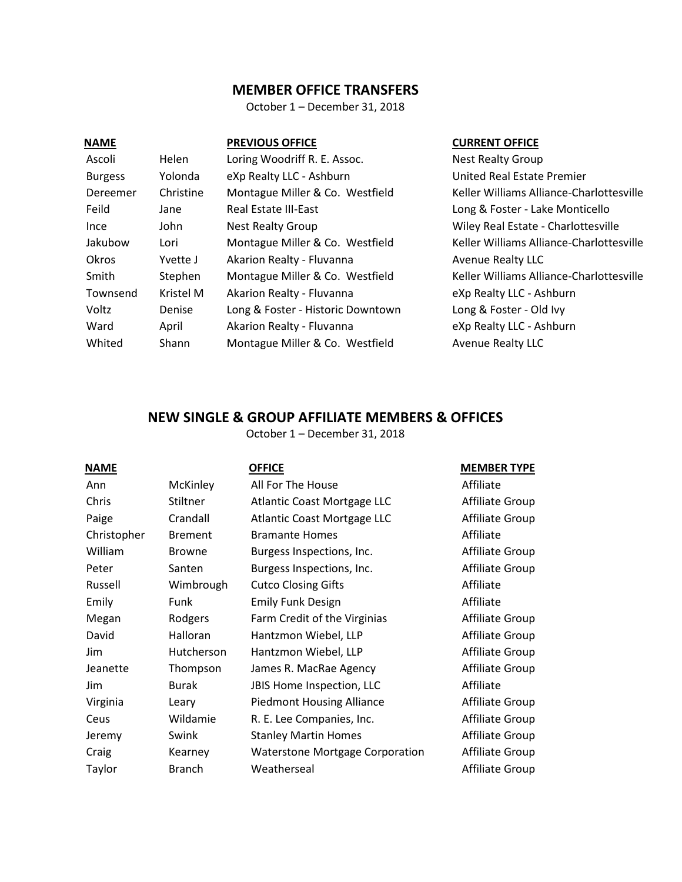## MEMBER OFFICE TRANSFERS

October 1 – December 31, 2018

| NAME | | PREVIOUS OFFICE | CURRENT OFFICE |
|---|---|---|---|
| Ascoli | Helen | Loring Woodriff R. E. Assoc. | Nest Realty Group |
| Burgess | Yolonda | eXp Realty LLC - Ashburn | United Real Estate Premier |
| Dereemer | Christine | Montague Miller & Co. Westfield | Keller Williams Alliance-Charlottesville |
| Feild | Jane | Real Estate III-East | Long & Foster - Lake Monticello |
| Ince | John | Nest Realty Group | Wiley Real Estate - Charlottesville |
| Jakubow | Lori | Montague Miller & Co. Westfield | Keller Williams Alliance-Charlottesville |
| Okros | Yvette J | Akarion Realty - Fluvanna | Avenue Realty LLC |
| Smith | Stephen | Montague Miller & Co. Westfield | Keller Williams Alliance-Charlottesville |
| Townsend | Kristel M | Akarion Realty - Fluvanna | eXp Realty LLC - Ashburn |
| Voltz | Denise | Long & Foster - Historic Downtown | Long & Foster - Old Ivy |
| Ward | April | Akarion Realty - Fluvanna | eXp Realty LLC - Ashburn |
| Whited | Shann | Montague Miller & Co. Westfield | Avenue Realty LLC |

## NEW SINGLE & GROUP AFFILIATE MEMBERS & OFFICES

October 1 – December 31, 2018

| NAME | | OFFICE | MEMBER TYPE |
|---|---|---|---|
| Ann | McKinley | All For The House | Affiliate |
| Chris | Stiltner | Atlantic Coast Mortgage LLC | Affiliate Group |
| Paige | Crandall | Atlantic Coast Mortgage LLC | Affiliate Group |
| Christopher | Brement | Bramante Homes | Affiliate |
| William | Browne | Burgess Inspections, Inc. | Affiliate Group |
| Peter | Santen | Burgess Inspections, Inc. | Affiliate Group |
| Russell | Wimbrough | Cutco Closing Gifts | Affiliate |
| Emily | Funk | Emily Funk Design | Affiliate |
| Megan | Rodgers | Farm Credit of the Virginias | Affiliate Group |
| David | Halloran | Hantzmon Wiebel, LLP | Affiliate Group |
| Jim | Hutcherson | Hantzmon Wiebel, LLP | Affiliate Group |
| Jeanette | Thompson | James R. MacRae Agency | Affiliate Group |
| Jim | Burak | JBIS Home Inspection, LLC | Affiliate |
| Virginia | Leary | Piedmont Housing Alliance | Affiliate Group |
| Ceus | Wildamie | R. E. Lee Companies, Inc. | Affiliate Group |
| Jeremy | Swink | Stanley Martin Homes | Affiliate Group |
| Craig | Kearney | Waterstone Mortgage Corporation | Affiliate Group |
| Taylor | Branch | Weatherseal | Affiliate Group |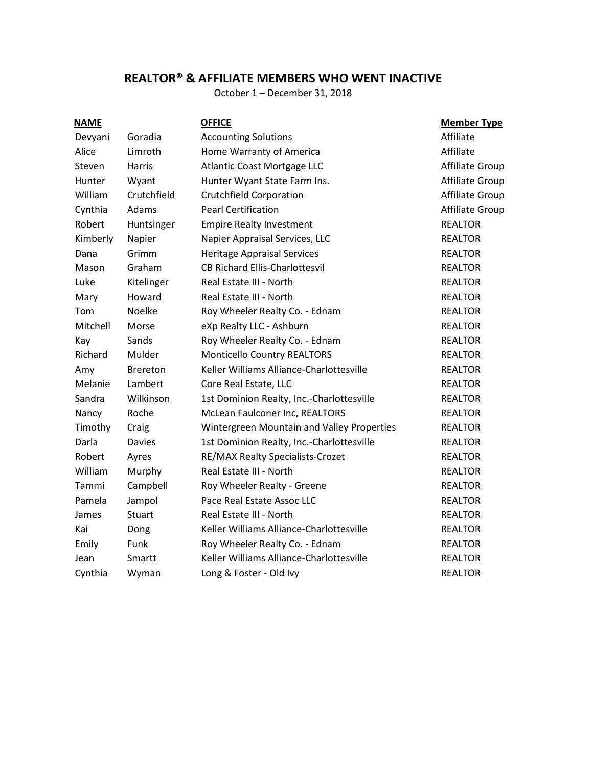## REALTOR® & AFFILIATE MEMBERS WHO WENT INACTIVE

October 1 – December 31, 2018

| NAME | | OFFICE | Member Type |
|---|---|---|---|
| Devyani | Goradia | Accounting Solutions | Affiliate |
| Alice | Limroth | Home Warranty of America | Affiliate |
| Steven | Harris | Atlantic Coast Mortgage LLC | Affiliate Group |
| Hunter | Wyant | Hunter Wyant State Farm Ins. | Affiliate Group |
| William | Crutchfield | Crutchfield Corporation | Affiliate Group |
| Cynthia | Adams | Pearl Certification | Affiliate Group |
| Robert | Huntsinger | Empire Realty Investment | REALTOR |
| Kimberly | Napier | Napier Appraisal Services, LLC | REALTOR |
| Dana | Grimm | Heritage Appraisal Services | REALTOR |
| Mason | Graham | CB Richard Ellis-Charlottesvil | REALTOR |
| Luke | Kitelinger | Real Estate III - North | REALTOR |
| Mary | Howard | Real Estate III - North | REALTOR |
| Tom | Noelke | Roy Wheeler Realty Co. - Ednam | REALTOR |
| Mitchell | Morse | eXp Realty LLC - Ashburn | REALTOR |
| Kay | Sands | Roy Wheeler Realty Co. - Ednam | REALTOR |
| Richard | Mulder | Monticello Country REALTORS | REALTOR |
| Amy | Brereton | Keller Williams Alliance-Charlottesville | REALTOR |
| Melanie | Lambert | Core Real Estate, LLC | REALTOR |
| Sandra | Wilkinson | 1st Dominion Realty, Inc.-Charlottesville | REALTOR |
| Nancy | Roche | McLean Faulconer Inc, REALTORS | REALTOR |
| Timothy | Craig | Wintergreen Mountain and Valley Properties | REALTOR |
| Darla | Davies | 1st Dominion Realty, Inc.-Charlottesville | REALTOR |
| Robert | Ayres | RE/MAX Realty Specialists-Crozet | REALTOR |
| William | Murphy | Real Estate III - North | REALTOR |
| Tammi | Campbell | Roy Wheeler Realty - Greene | REALTOR |
| Pamela | Jampol | Pace Real Estate Assoc LLC | REALTOR |
| James | Stuart | Real Estate III - North | REALTOR |
| Kai | Dong | Keller Williams Alliance-Charlottesville | REALTOR |
| Emily | Funk | Roy Wheeler Realty Co. - Ednam | REALTOR |
| Jean | Smartt | Keller Williams Alliance-Charlottesville | REALTOR |
| Cynthia | Wyman | Long & Foster - Old Ivy | REALTOR |